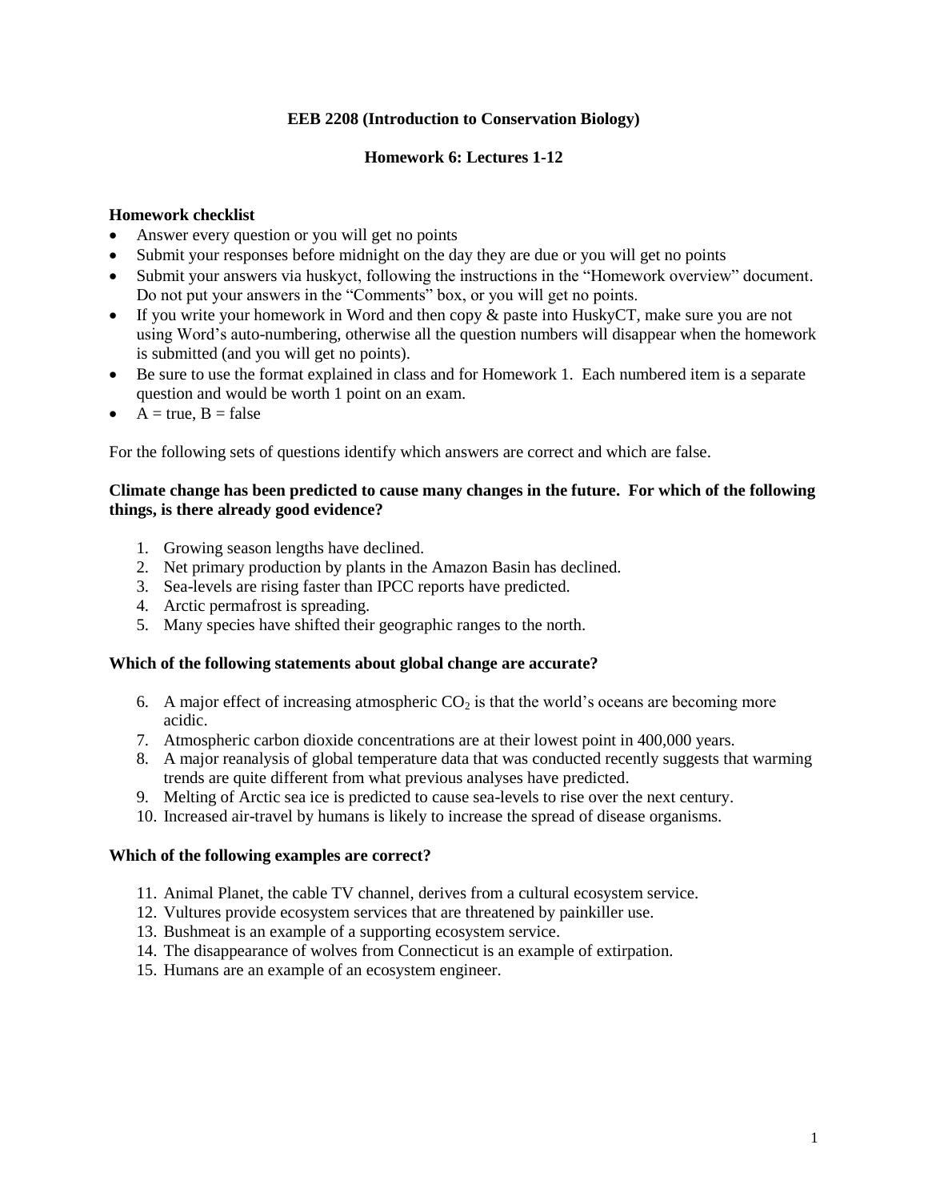**EEB 2208 (Introduction to Conservation Biology)**

**Homework 6: Lectures 1-12**

**Homework checklist**

- Answer every question or you will get no points
- Submit your responses before midnight on the day they are due or you will get no points
- Submit your answers via huskyct, following the instructions in the "Homework overview" document. Do not put your answers in the "Comments" box, or you will get no points.
- If you write your homework in Word and then copy & paste into HuskyCT, make sure you are not using Word's auto-numbering, otherwise all the question numbers will disappear when the homework is submitted (and you will get no points).
- Be sure to use the format explained in class and for Homework 1. Each numbered item is a separate question and would be worth 1 point on an exam.
- A = true, B = false

For the following sets of questions identify which answers are correct and which are false.

**Climate change has been predicted to cause many changes in the future. For which of the following things, is there already good evidence?**

1. Growing season lengths have declined.
2. Net primary production by plants in the Amazon Basin has declined.
3. Sea-levels are rising faster than IPCC reports have predicted.
4. Arctic permafrost is spreading.
5. Many species have shifted their geographic ranges to the north.

**Which of the following statements about global change are accurate?**

6. A major effect of increasing atmospheric $CO_2$ is that the world's oceans are becoming more acidic.
7. Atmospheric carbon dioxide concentrations are at their lowest point in 400,000 years.
8. A major reanalysis of global temperature data that was conducted recently suggests that warming trends are quite different from what previous analyses have predicted.
9. Melting of Arctic sea ice is predicted to cause sea-levels to rise over the next century.
10. Increased air-travel by humans is likely to increase the spread of disease organisms.

**Which of the following examples are correct?**

11. Animal Planet, the cable TV channel, derives from a cultural ecosystem service.
12. Vultures provide ecosystem services that are threatened by painkiller use.
13. Bushmeat is an example of a supporting ecosystem service.
14. The disappearance of wolves from Connecticut is an example of extirpation.
15. Humans are an example of an ecosystem engineer.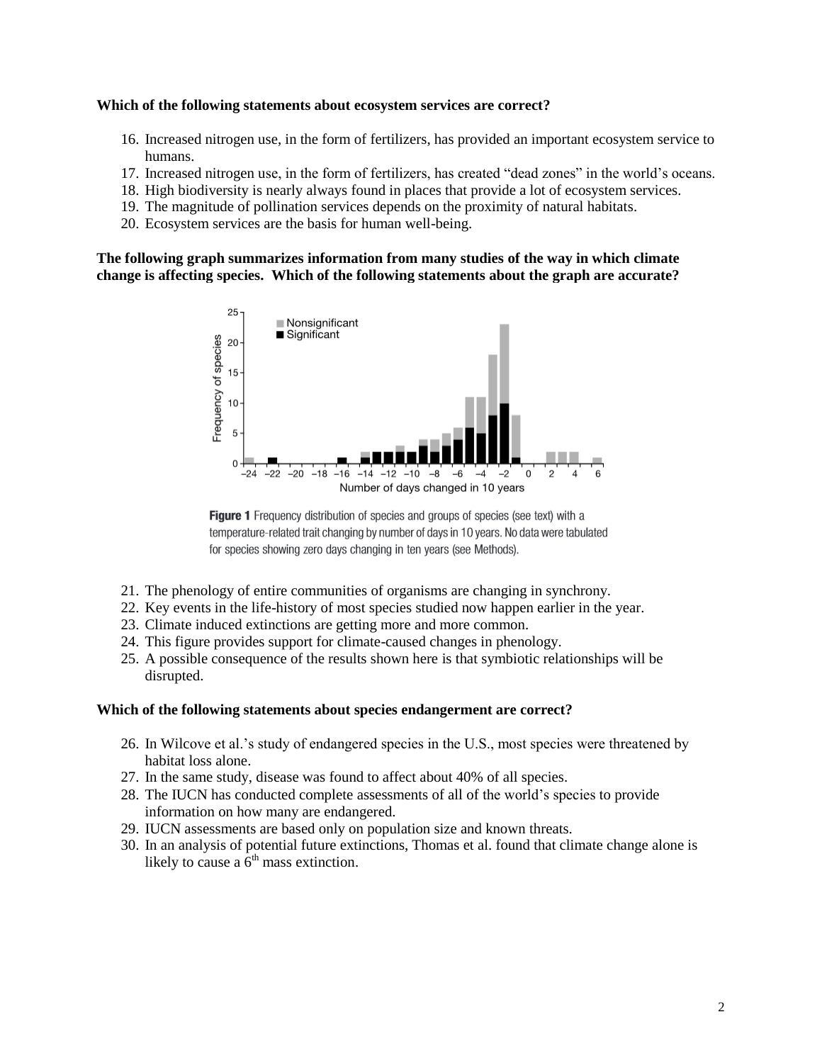**Which of the following statements about ecosystem services are correct?**

16. Increased nitrogen use, in the form of fertilizers, has provided an important ecosystem service to humans.
17. Increased nitrogen use, in the form of fertilizers, has created "dead zones" in the world's oceans.
18. High biodiversity is nearly always found in places that provide a lot of ecosystem services.
19. The magnitude of pollination services depends on the proximity of natural habitats.
20. Ecosystem services are the basis for human well-being.

**The following graph summarizes information from many studies of the way in which climate change is affecting species. Which of the following statements about the graph are accurate?**

**Figure 1** Frequency distribution of species and groups of species (see text) with a temperature-related trait changing by number of days in 10 years. No data were tabulated for species showing zero days changing in ten years (see Methods).

21. The phenology of entire communities of organisms are changing in synchrony.
22. Key events in the life-history of most species studied now happen earlier in the year.
23. Climate induced extinctions are getting more and more common.
24. This figure provides support for climate-caused changes in phenology.
25. A possible consequence of the results shown here is that symbiotic relationships will be disrupted.

**Which of the following statements about species endangerment are correct?**

26. In Wilcove et al.'s study of endangered species in the U.S., most species were threatened by habitat loss alone.
27. In the same study, disease was found to affect about 40% of all species.
28. The IUCN has conducted complete assessments of all of the world's species to provide information on how many are endangered.
29. IUCN assessments are based only on population size and known threats.
30. In an analysis of potential future extinctions, Thomas et al. found that climate change alone is likely to cause a 6th mass extinction.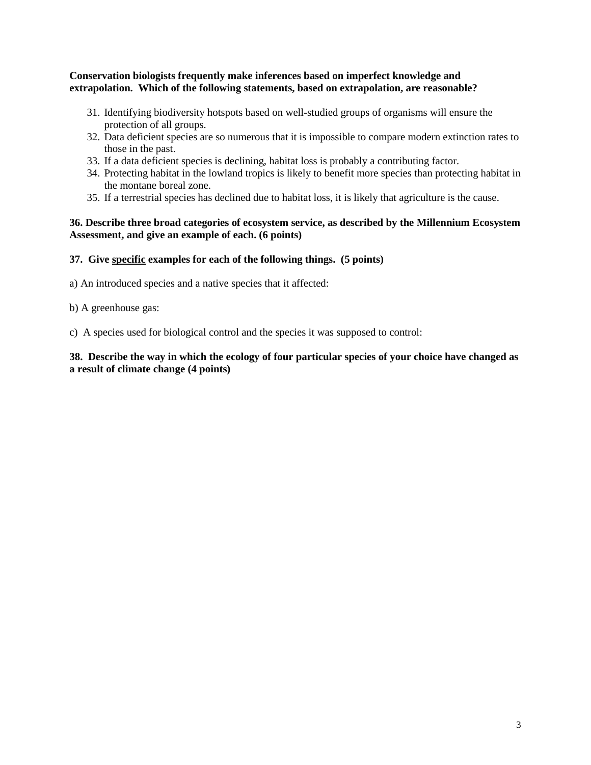**Conservation biologists frequently make inferences based on imperfect knowledge and extrapolation. Which of the following statements, based on extrapolation, are reasonable?**

31. Identifying biodiversity hotspots based on well-studied groups of organisms will ensure the protection of all groups.
32. Data deficient species are so numerous that it is impossible to compare modern extinction rates to those in the past.
33. If a data deficient species is declining, habitat loss is probably a contributing factor.
34. Protecting habitat in the lowland tropics is likely to benefit more species than protecting habitat in the montane boreal zone.
35. If a terrestrial species has declined due to habitat loss, it is likely that agriculture is the cause.

**36. Describe three broad categories of ecosystem service, as described by the Millennium Ecosystem Assessment, and give an example of each. (6 points)**

**37. Give <u>specific</u> examples for each of the following things. (5 points)**

a) An introduced species and a native species that it affected:

b) A greenhouse gas:

c) A species used for biological control and the species it was supposed to control:

**38. Describe the way in which the ecology of four particular species of your choice have changed as a result of climate change (4 points)**